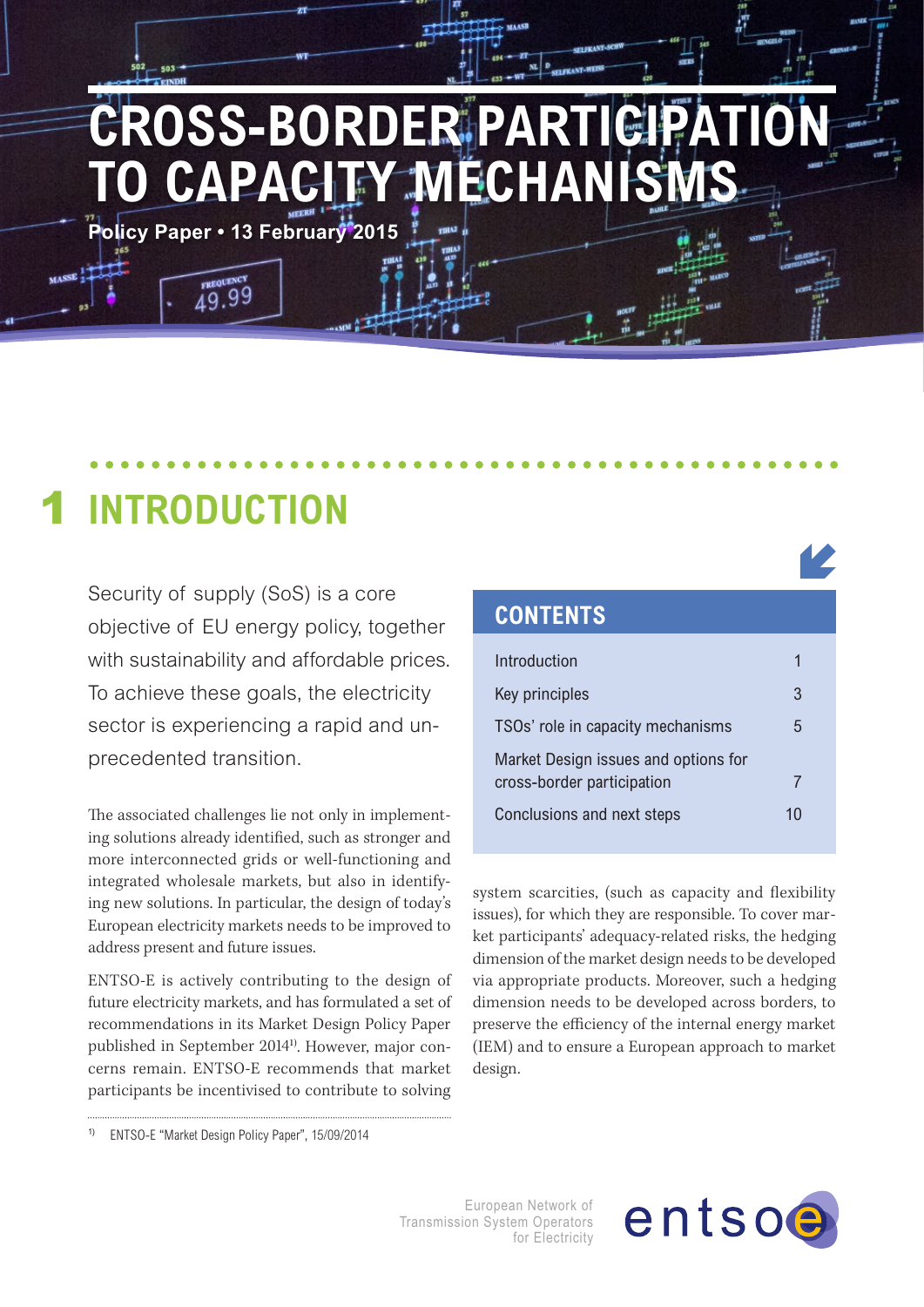# CROSS-BORDER PARTICIPATION TO CAPACITY MECHANISMS

**Policy Paper • 13 February 2015**

## 1 INTRODUCTION

Security of supply (SoS) is a core objective of EU energy policy, together with sustainability and affordable prices. To achieve these goals, the electricity sector is experiencing a rapid and unprecedented transition.

The associated challenges lie not only in implementing solutions already identified, such as stronger and more interconnected grids or well-functioning and integrated wholesale markets, but also in identifying new solutions. In particular, the design of today's European electricity markets needs to be improved to address present and future issues.

ENTSO-E is actively contributing to the design of future electricity markets, and has formulated a set of recommendations in its Market Design Policy Paper published in September 2014[1]. However, major concerns remain. ENTSO-E recommends that market participants be incentivised to contribute to solving system scarcities, (such as capacity and flexibility issues), for which they are responsible. To cover market participants' adequacy-related risks, the hedging dimension of the market design needs to be developed via appropriate products. Moreover, such a hedging dimension needs to be developed across borders, to preserve the efficiency of the internal energy market (IEM) and to ensure a European approach to market design.

**CONTENTS**

| Section | Page |
|---|---|
| Introduction | 1 |
| Key principles | 3 |
| TSOs' role in capacity mechanisms | 5 |
| Market Design issues and options for cross-border participation | 7 |
| Conclusions and next steps | 10 |

[1] ENTSO-E "Market Design Policy Paper", 15/09/2014

European Network of Transmission System Operators for Electricity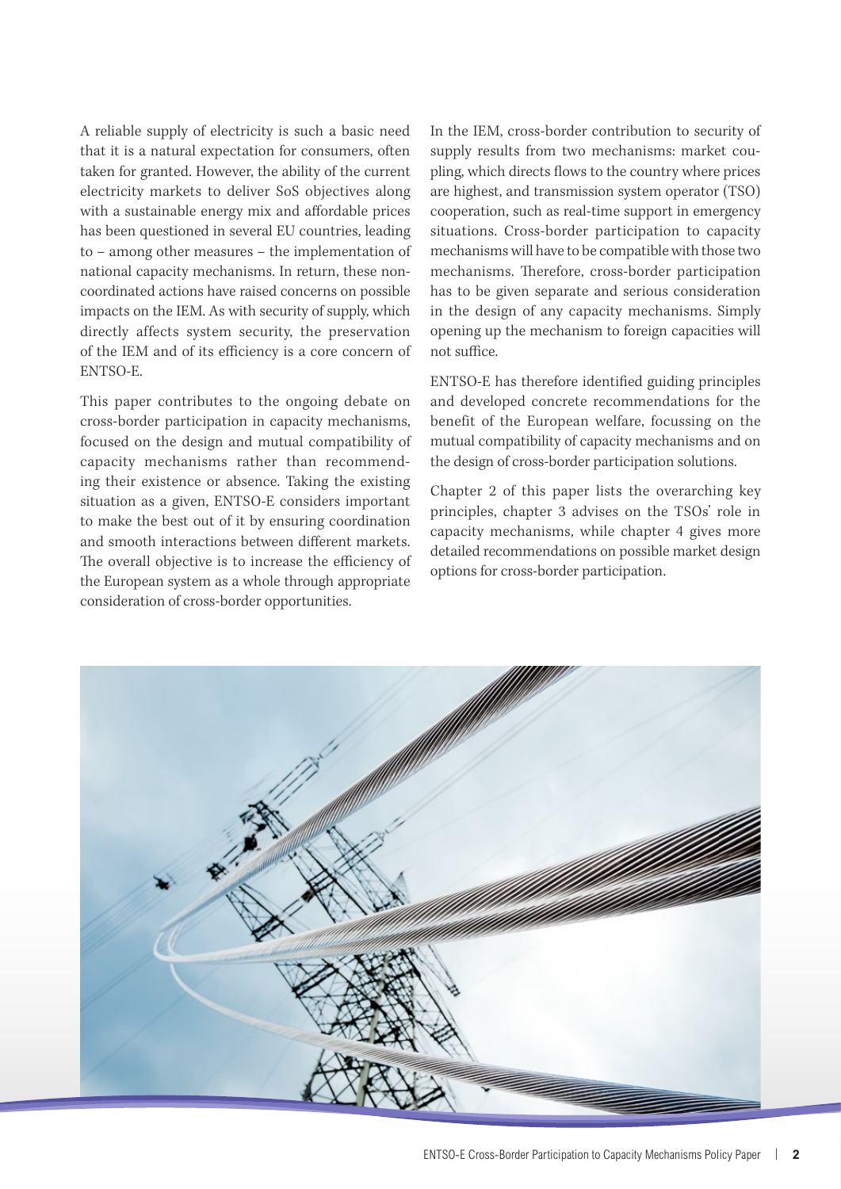A reliable supply of electricity is such a basic need that it is a natural expectation for consumers, often taken for granted. However, the ability of the current electricity markets to deliver SoS objectives along with a sustainable energy mix and affordable prices has been questioned in several EU countries, leading to – among other measures – the implementation of national capacity mechanisms. In return, these non-coordinated actions have raised concerns on possible impacts on the IEM. As with security of supply, which directly affects system security, the preservation of the IEM and of its efficiency is a core concern of ENTSO-E.

This paper contributes to the ongoing debate on cross-border participation in capacity mechanisms, focused on the design and mutual compatibility of capacity mechanisms rather than recommending their existence or absence. Taking the existing situation as a given, ENTSO-E considers important to make the best out of it by ensuring coordination and smooth interactions between different markets. The overall objective is to increase the efficiency of the European system as a whole through appropriate consideration of cross-border opportunities.

In the IEM, cross-border contribution to security of supply results from two mechanisms: market coupling, which directs flows to the country where prices are highest, and transmission system operator (TSO) cooperation, such as real-time support in emergency situations. Cross-border participation to capacity mechanisms will have to be compatible with those two mechanisms. Therefore, cross-border participation has to be given separate and serious consideration in the design of any capacity mechanisms. Simply opening up the mechanism to foreign capacities will not suffice.

ENTSO-E has therefore identified guiding principles and developed concrete recommendations for the benefit of the European welfare, focussing on the mutual compatibility of capacity mechanisms and on the design of cross-border participation solutions.

Chapter 2 of this paper lists the overarching key principles, chapter 3 advises on the TSOs' role in capacity mechanisms, while chapter 4 gives more detailed recommendations on possible market design options for cross-border participation.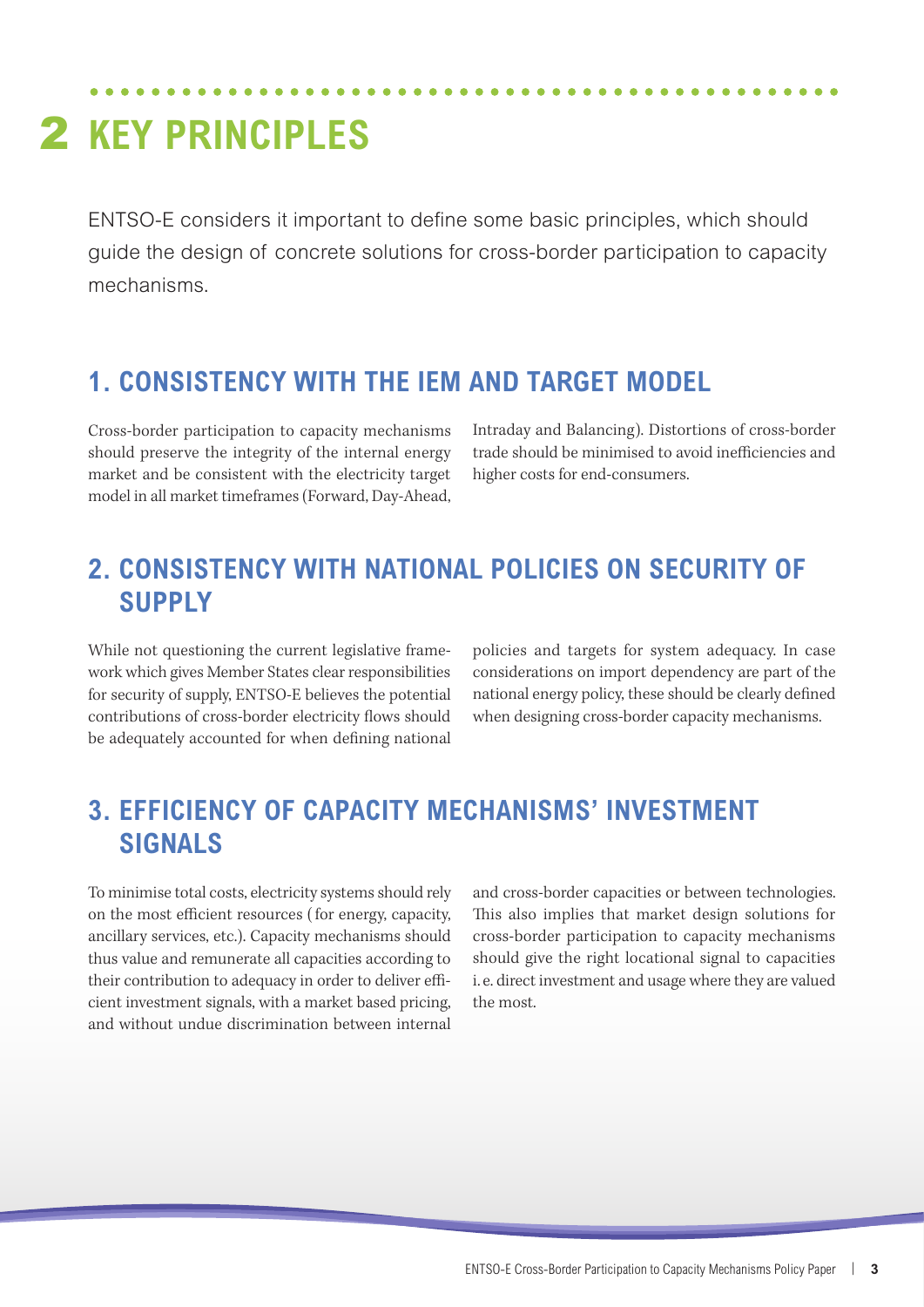# 2 KEY PRINCIPLES

ENTSO-E considers it important to define some basic principles, which should guide the design of concrete solutions for cross-border participation to capacity mechanisms.

## 1. CONSISTENCY WITH THE IEM AND TARGET MODEL

Cross-border participation to capacity mechanisms should preserve the integrity of the internal energy market and be consistent with the electricity target model in all market timeframes (Forward, Day-Ahead, Intraday and Balancing). Distortions of cross-border trade should be minimised to avoid inefficiencies and higher costs for end-consumers.

## 2. CONSISTENCY WITH NATIONAL POLICIES ON SECURITY OF SUPPLY

While not questioning the current legislative framework which gives Member States clear responsibilities for security of supply, ENTSO-E believes the potential contributions of cross-border electricity flows should be adequately accounted for when defining national policies and targets for system adequacy. In case considerations on import dependency are part of the national energy policy, these should be clearly defined when designing cross-border capacity mechanisms.

## 3. EFFICIENCY OF CAPACITY MECHANISMS' INVESTMENT SIGNALS

To minimise total costs, electricity systems should rely on the most efficient resources (for energy, capacity, ancillary services, etc.). Capacity mechanisms should thus value and remunerate all capacities according to their contribution to adequacy in order to deliver efficient investment signals, with a market based pricing, and without undue discrimination between internal and cross-border capacities or between technologies. This also implies that market design solutions for cross-border participation to capacity mechanisms should give the right locational signal to capacities i. e. direct investment and usage where they are valued the most.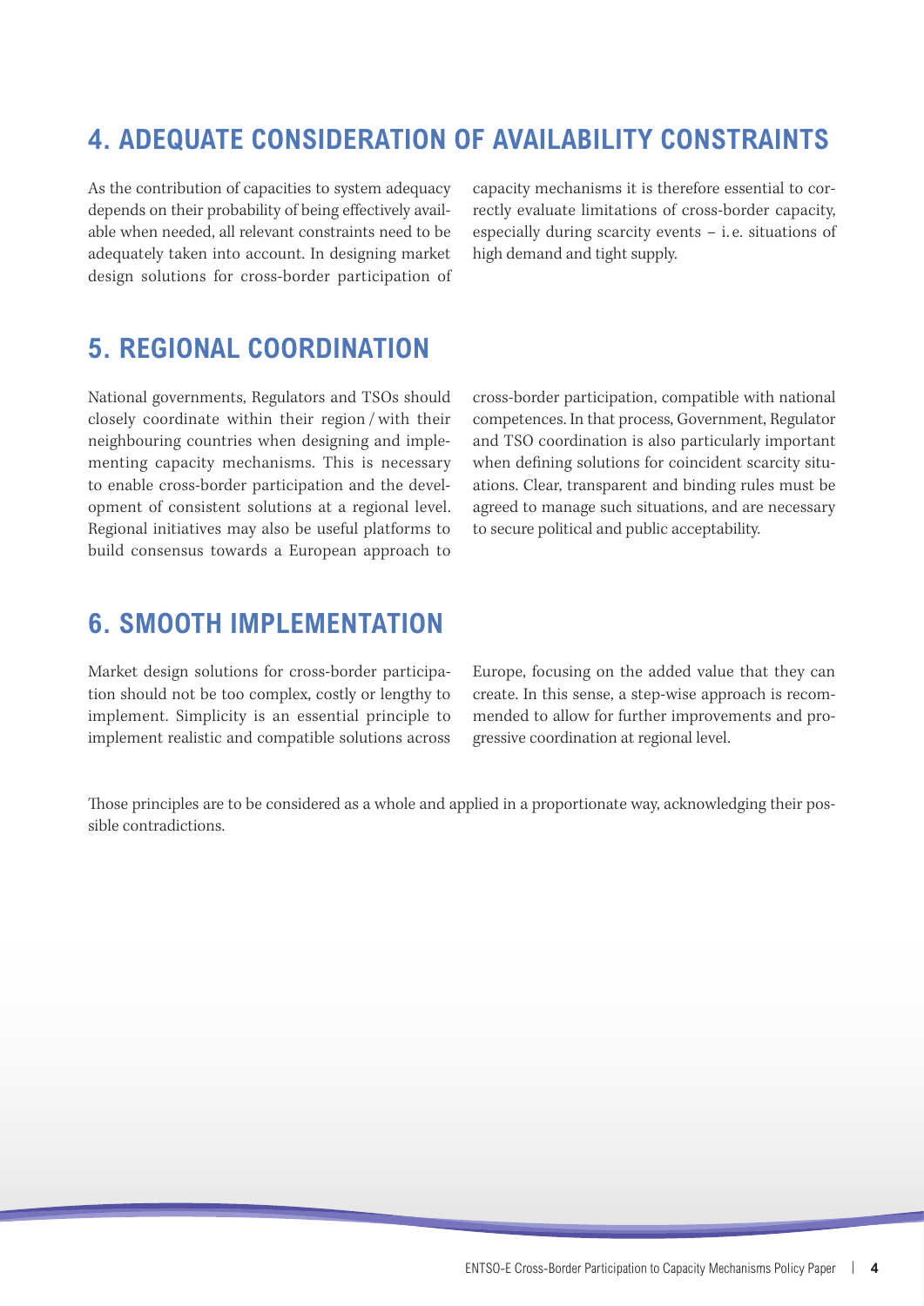## 4. ADEQUATE CONSIDERATION OF AVAILABILITY CONSTRAINTS

As the contribution of capacities to system adequacy depends on their probability of being effectively available when needed, all relevant constraints need to be adequately taken into account. In designing market design solutions for cross-border participation of capacity mechanisms it is therefore essential to correctly evaluate limitations of cross-border capacity, especially during scarcity events – i.e. situations of high demand and tight supply.

## 5. REGIONAL COORDINATION

National governments, Regulators and TSOs should closely coordinate within their region / with their neighbouring countries when designing and implementing capacity mechanisms. This is necessary to enable cross-border participation and the development of consistent solutions at a regional level. Regional initiatives may also be useful platforms to build consensus towards a European approach to cross-border participation, compatible with national competences. In that process, Government, Regulator and TSO coordination is also particularly important when defining solutions for coincident scarcity situations. Clear, transparent and binding rules must be agreed to manage such situations, and are necessary to secure political and public acceptability.

## 6. SMOOTH IMPLEMENTATION

Market design solutions for cross-border participation should not be too complex, costly or lengthy to implement. Simplicity is an essential principle to implement realistic and compatible solutions across Europe, focusing on the added value that they can create. In this sense, a step-wise approach is recommended to allow for further improvements and progressive coordination at regional level.

Those principles are to be considered as a whole and applied in a proportionate way, acknowledging their possible contradictions.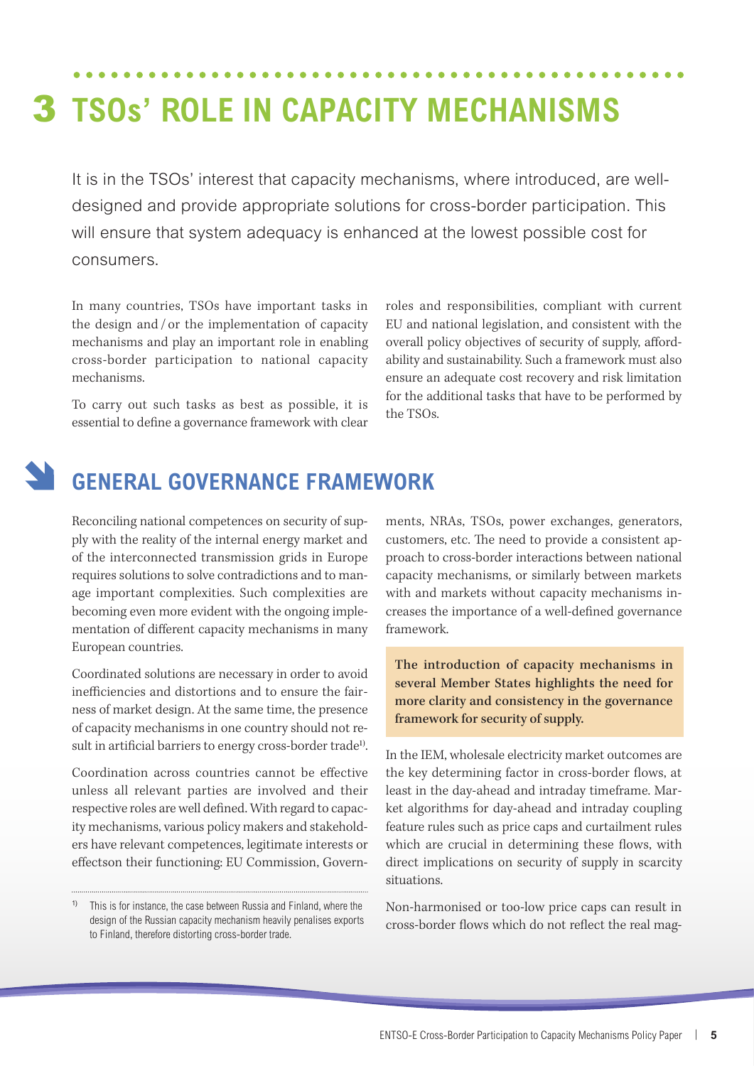# 3 TSOs' ROLE IN CAPACITY MECHANISMS

It is in the TSOs' interest that capacity mechanisms, where introduced, are well-designed and provide appropriate solutions for cross-border participation. This will ensure that system adequacy is enhanced at the lowest possible cost for consumers.

In many countries, TSOs have important tasks in the design and / or the implementation of capacity mechanisms and play an important role in enabling cross-border participation to national capacity mechanisms.

To carry out such tasks as best as possible, it is essential to define a governance framework with clear roles and responsibilities, compliant with current EU and national legislation, and consistent with the overall policy objectives of security of supply, affordability and sustainability. Such a framework must also ensure an adequate cost recovery and risk limitation for the additional tasks that have to be performed by the TSOs.

## GENERAL GOVERNANCE FRAMEWORK

Reconciling national competences on security of supply with the reality of the internal energy market and of the interconnected transmission grids in Europe requires solutions to solve contradictions and to manage important complexities. Such complexities are becoming even more evident with the ongoing implementation of different capacity mechanisms in many European countries.

Coordinated solutions are necessary in order to avoid inefficiencies and distortions and to ensure the fairness of market design. At the same time, the presence of capacity mechanisms in one country should not result in artificial barriers to energy cross-border trade[1].

Coordination across countries cannot be effective unless all relevant parties are involved and their respective roles are well defined. With regard to capacity mechanisms, various policy makers and stakeholders have relevant competences, legitimate interests or effectson their functioning: EU Commission, Governments, NRAs, TSOs, power exchanges, generators, customers, etc. The need to provide a consistent approach to cross-border interactions between national capacity mechanisms, or similarly between markets with and markets without capacity mechanisms increases the importance of a well-defined governance framework.

**The introduction of capacity mechanisms in several Member States highlights the need for more clarity and consistency in the governance framework for security of supply.**

In the IEM, wholesale electricity market outcomes are the key determining factor in cross-border flows, at least in the day-ahead and intraday timeframe. Market algorithms for day-ahead and intraday coupling feature rules such as price caps and curtailment rules which are crucial in determining these flows, with direct implications on security of supply in scarcity situations.

Non-harmonised or too-low price caps can result in cross-border flows which do not reflect the real mag-

[1] This is for instance, the case between Russia and Finland, where the design of the Russian capacity mechanism heavily penalises exports to Finland, therefore distorting cross-border trade.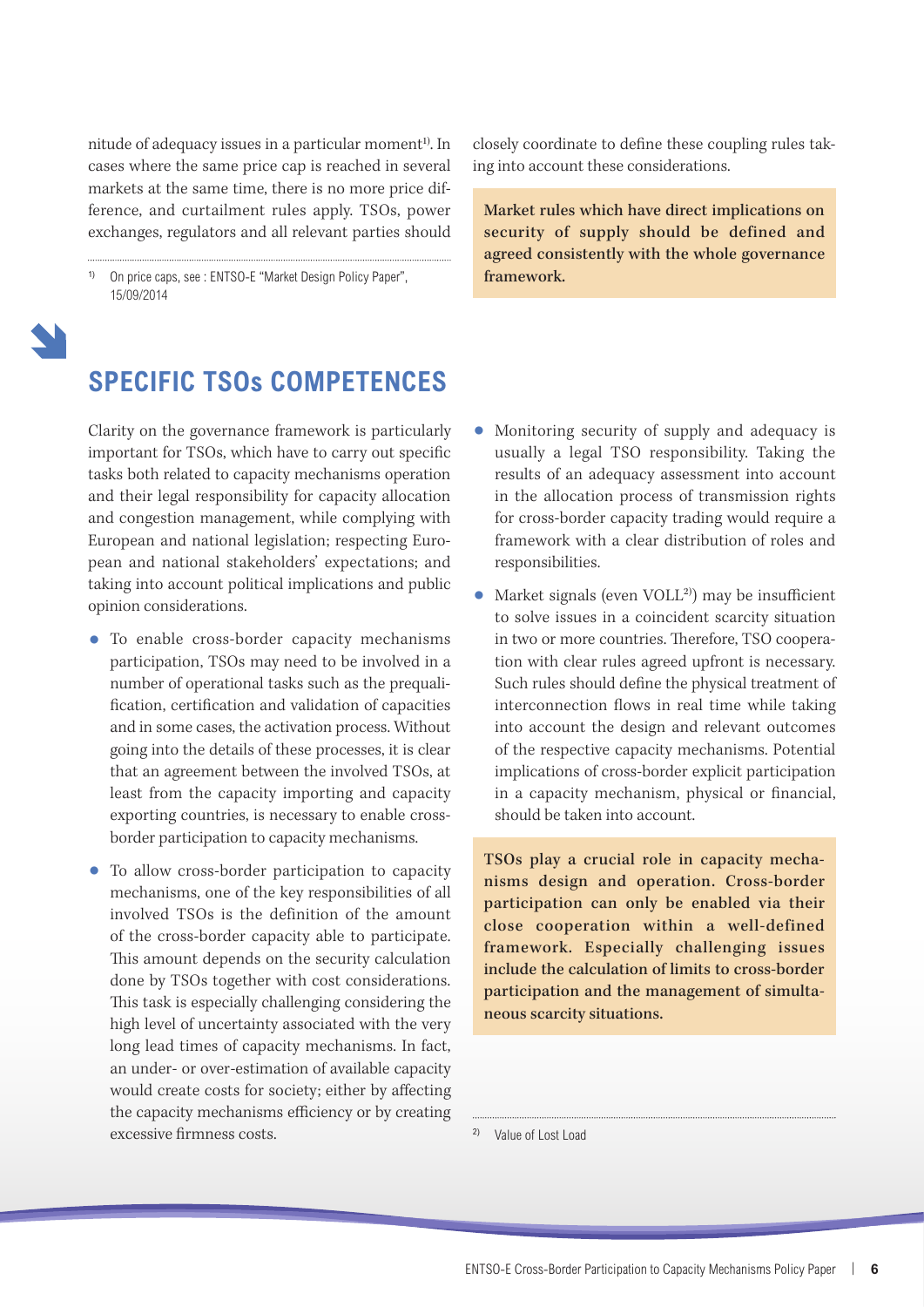nitude of adequacy issues in a particular moment[1]. In cases where the same price cap is reached in several markets at the same time, there is no more price difference, and curtailment rules apply. TSOs, power exchanges, regulators and all relevant parties should closely coordinate to define these coupling rules taking into account these considerations.

[1] On price caps, see : ENTSO-E "Market Design Policy Paper", 15/09/2014

**Market rules which have direct implications on security of supply should be defined and agreed consistently with the whole governance framework.**

## SPECIFIC TSOs COMPETENCES

Clarity on the governance framework is particularly important for TSOs, which have to carry out specific tasks both related to capacity mechanisms operation and their legal responsibility for capacity allocation and congestion management, while complying with European and national legislation; respecting European and national stakeholders' expectations; and taking into account political implications and public opinion considerations.

- To enable cross-border capacity mechanisms participation, TSOs may need to be involved in a number of operational tasks such as the prequalification, certification and validation of capacities and in some cases, the activation process. Without going into the details of these processes, it is clear that an agreement between the involved TSOs, at least from the capacity importing and capacity exporting countries, is necessary to enable cross-border participation to capacity mechanisms.
- To allow cross-border participation to capacity mechanisms, one of the key responsibilities of all involved TSOs is the definition of the amount of the cross-border capacity able to participate. This amount depends on the security calculation done by TSOs together with cost considerations. This task is especially challenging considering the high level of uncertainty associated with the very long lead times of capacity mechanisms. In fact, an under- or over-estimation of available capacity would create costs for society; either by affecting the capacity mechanisms efficiency or by creating excessive firmness costs.
- Monitoring security of supply and adequacy is usually a legal TSO responsibility. Taking the results of an adequacy assessment into account in the allocation process of transmission rights for cross-border capacity trading would require a framework with a clear distribution of roles and responsibilities.
- Market signals (even VOLL[2]) may be insufficient to solve issues in a coincident scarcity situation in two or more countries. Therefore, TSO cooperation with clear rules agreed upfront is necessary. Such rules should define the physical treatment of interconnection flows in real time while taking into account the design and relevant outcomes of the respective capacity mechanisms. Potential implications of cross-border explicit participation in a capacity mechanism, physical or financial, should be taken into account.

**TSOs play a crucial role in capacity mechanisms design and operation. Cross-border participation can only be enabled via their close cooperation within a well-defined framework. Especially challenging issues include the calculation of limits to cross-border participation and the management of simultaneous scarcity situations.**

[2] Value of Lost Load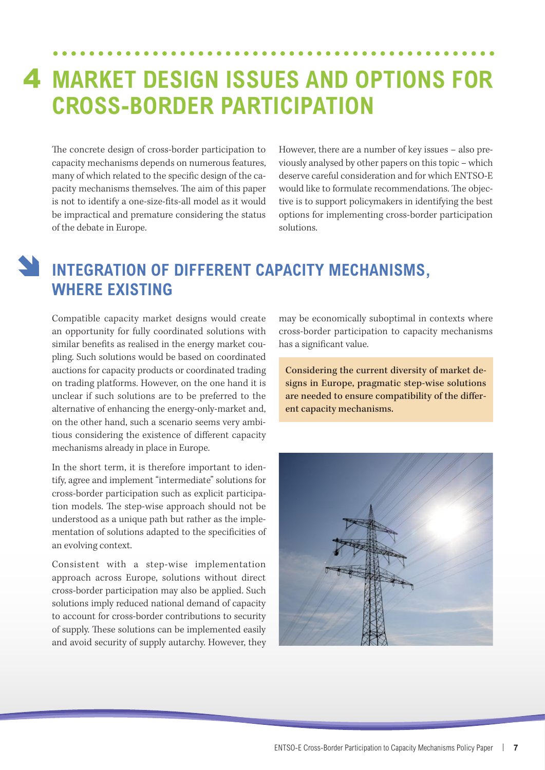# 4 MARKET DESIGN ISSUES AND OPTIONS FOR CROSS-BORDER PARTICIPATION

The concrete design of cross-border participation to capacity mechanisms depends on numerous features, many of which related to the specific design of the capacity mechanisms themselves. The aim of this paper is not to identify a one-size-fits-all model as it would be impractical and premature considering the status of the debate in Europe.

However, there are a number of key issues – also previously analysed by other papers on this topic – which deserve careful consideration and for which ENTSO-E would like to formulate recommendations. The objective is to support policymakers in identifying the best options for implementing cross-border participation solutions.

## INTEGRATION OF DIFFERENT CAPACITY MECHANISMS, WHERE EXISTING

Compatible capacity market designs would create an opportunity for fully coordinated solutions with similar benefits as realised in the energy market coupling. Such solutions would be based on coordinated auctions for capacity products or coordinated trading on trading platforms. However, on the one hand it is unclear if such solutions are to be preferred to the alternative of enhancing the energy-only-market and, on the other hand, such a scenario seems very ambitious considering the existence of different capacity mechanisms already in place in Europe.

In the short term, it is therefore important to identify, agree and implement "intermediate" solutions for cross-border participation such as explicit participation models. The step-wise approach should not be understood as a unique path but rather as the implementation of solutions adapted to the specificities of an evolving context.

Consistent with a step-wise implementation approach across Europe, solutions without direct cross-border participation may also be applied. Such solutions imply reduced national demand of capacity to account for cross-border contributions to security of supply. These solutions can be implemented easily and avoid security of supply autarchy. However, they may be economically suboptimal in contexts where cross-border participation to capacity mechanisms has a significant value.

**Considering the current diversity of market designs in Europe, pragmatic step-wise solutions are needed to ensure compatibility of the different capacity mechanisms.**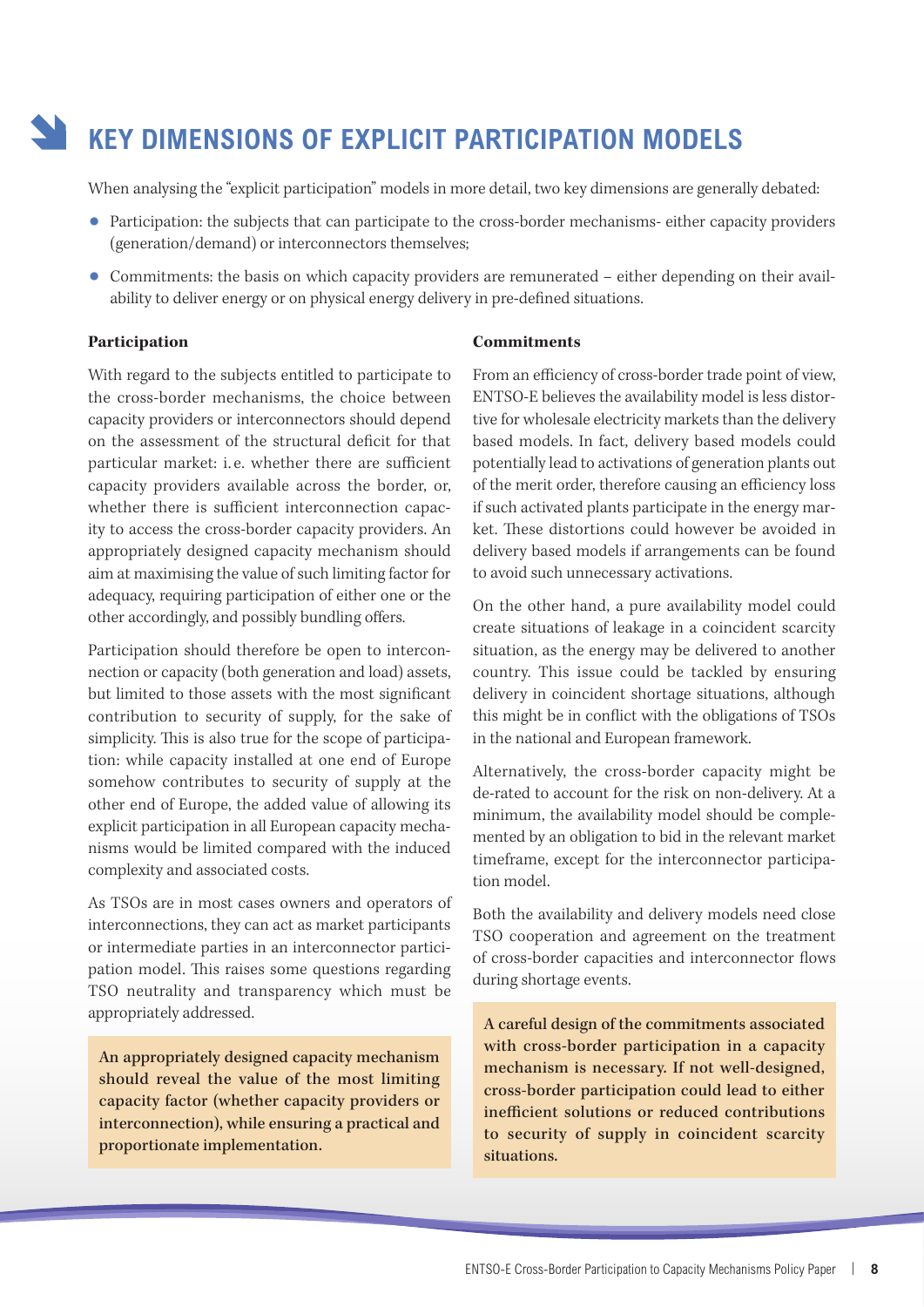# KEY DIMENSIONS OF EXPLICIT PARTICIPATION MODELS

When analysing the "explicit participation" models in more detail, two key dimensions are generally debated:

- Participation: the subjects that can participate to the cross-border mechanisms- either capacity providers (generation/demand) or interconnectors themselves;
- Commitments: the basis on which capacity providers are remunerated – either depending on their availability to deliver energy or on physical energy delivery in pre-defined situations.

**Participation**

With regard to the subjects entitled to participate to the cross-border mechanisms, the choice between capacity providers or interconnectors should depend on the assessment of the structural deficit for that particular market: i.e. whether there are sufficient capacity providers available across the border, or, whether there is sufficient interconnection capacity to access the cross-border capacity providers. An appropriately designed capacity mechanism should aim at maximising the value of such limiting factor for adequacy, requiring participation of either one or the other accordingly, and possibly bundling offers.

Participation should therefore be open to interconnection or capacity (both generation and load) assets, but limited to those assets with the most significant contribution to security of supply, for the sake of simplicity. This is also true for the scope of participation: while capacity installed at one end of Europe somehow contributes to security of supply at the other end of Europe, the added value of allowing its explicit participation in all European capacity mechanisms would be limited compared with the induced complexity and associated costs.

As TSOs are in most cases owners and operators of interconnections, they can act as market participants or intermediate parties in an interconnector participation model. This raises some questions regarding TSO neutrality and transparency which must be appropriately addressed.

**An appropriately designed capacity mechanism should reveal the value of the most limiting capacity factor (whether capacity providers or interconnection), while ensuring a practical and proportionate implementation.**

**Commitments**

From an efficiency of cross-border trade point of view, ENTSO-E believes the availability model is less distortive for wholesale electricity markets than the delivery based models. In fact, delivery based models could potentially lead to activations of generation plants out of the merit order, therefore causing an efficiency loss if such activated plants participate in the energy market. These distortions could however be avoided in delivery based models if arrangements can be found to avoid such unnecessary activations.

On the other hand, a pure availability model could create situations of leakage in a coincident scarcity situation, as the energy may be delivered to another country. This issue could be tackled by ensuring delivery in coincident shortage situations, although this might be in conflict with the obligations of TSOs in the national and European framework.

Alternatively, the cross-border capacity might be de-rated to account for the risk on non-delivery. At a minimum, the availability model should be complemented by an obligation to bid in the relevant market timeframe, except for the interconnector participation model.

Both the availability and delivery models need close TSO cooperation and agreement on the treatment of cross-border capacities and interconnector flows during shortage events.

**A careful design of the commitments associated with cross-border participation in a capacity mechanism is necessary. If not well-designed, cross-border participation could lead to either inefficient solutions or reduced contributions to security of supply in coincident scarcity situations.**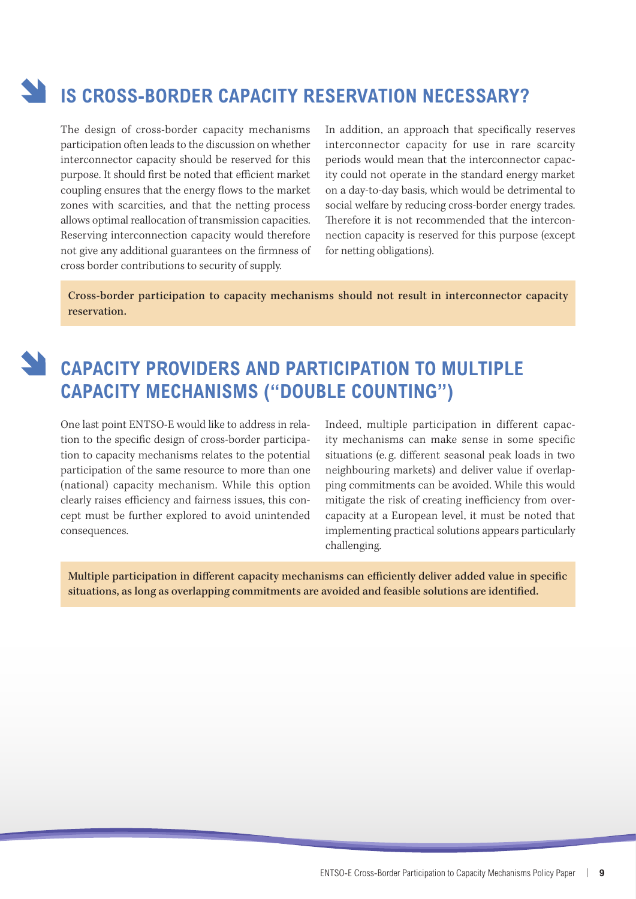## IS CROSS-BORDER CAPACITY RESERVATION NECESSARY?

The design of cross-border capacity mechanisms participation often leads to the discussion on whether interconnector capacity should be reserved for this purpose. It should first be noted that efficient market coupling ensures that the energy flows to the market zones with scarcities, and that the netting process allows optimal reallocation of transmission capacities. Reserving interconnection capacity would therefore not give any additional guarantees on the firmness of cross border contributions to security of supply.

In addition, an approach that specifically reserves interconnector capacity for use in rare scarcity periods would mean that the interconnector capacity could not operate in the standard energy market on a day-to-day basis, which would be detrimental to social welfare by reducing cross-border energy trades. Therefore it is not recommended that the interconnection capacity is reserved for this purpose (except for netting obligations).

**Cross-border participation to capacity mechanisms should not result in interconnector capacity reservation.**

## CAPACITY PROVIDERS AND PARTICIPATION TO MULTIPLE CAPACITY MECHANISMS ("DOUBLE COUNTING")

One last point ENTSO-E would like to address in relation to the specific design of cross-border participation to capacity mechanisms relates to the potential participation of the same resource to more than one (national) capacity mechanism. While this option clearly raises efficiency and fairness issues, this concept must be further explored to avoid unintended consequences.

Indeed, multiple participation in different capacity mechanisms can make sense in some specific situations (e. g. different seasonal peak loads in two neighbouring markets) and deliver value if overlapping commitments can be avoided. While this would mitigate the risk of creating inefficiency from overcapacity at a European level, it must be noted that implementing practical solutions appears particularly challenging.

**Multiple participation in different capacity mechanisms can efficiently deliver added value in specific situations, as long as overlapping commitments are avoided and feasible solutions are identified.**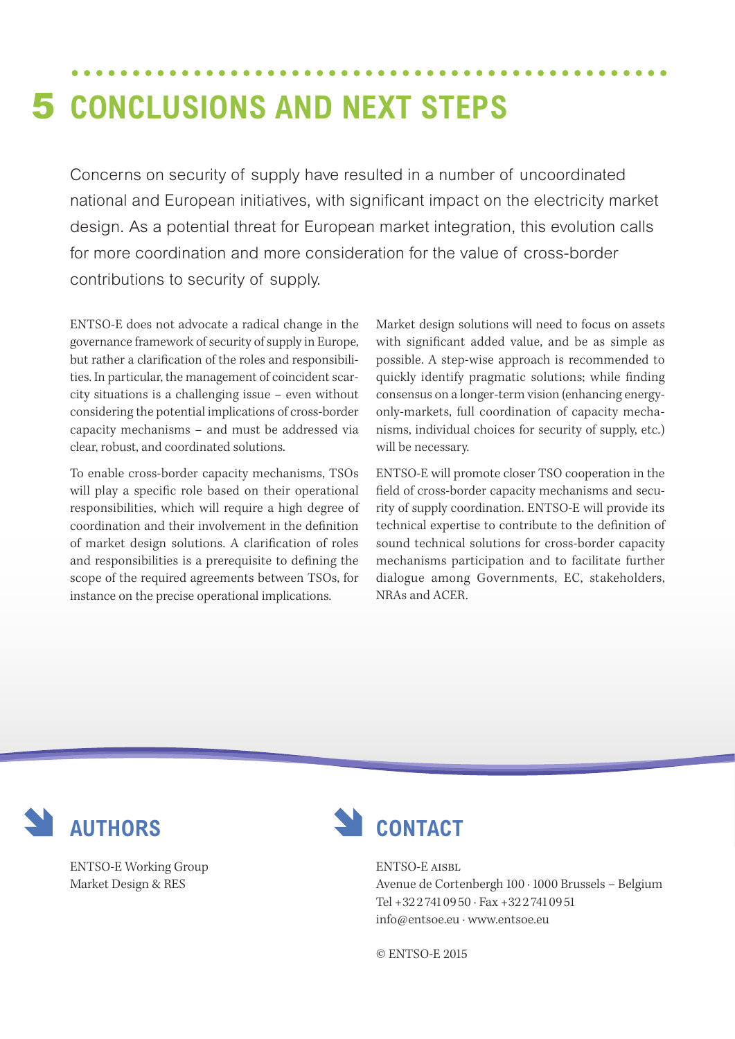# 5 CONCLUSIONS AND NEXT STEPS

Concerns on security of supply have resulted in a number of uncoordinated national and European initiatives, with significant impact on the electricity market design. As a potential threat for European market integration, this evolution calls for more coordination and more consideration for the value of cross-border contributions to security of supply.

ENTSO-E does not advocate a radical change in the governance framework of security of supply in Europe, but rather a clarification of the roles and responsibilities. In particular, the management of coincident scarcity situations is a challenging issue – even without considering the potential implications of cross-border capacity mechanisms – and must be addressed via clear, robust, and coordinated solutions.

To enable cross-border capacity mechanisms, TSOs will play a specific role based on their operational responsibilities, which will require a high degree of coordination and their involvement in the definition of market design solutions. A clarification of roles and responsibilities is a prerequisite to defining the scope of the required agreements between TSOs, for instance on the precise operational implications.

Market design solutions will need to focus on assets with significant added value, and be as simple as possible. A step-wise approach is recommended to quickly identify pragmatic solutions; while finding consensus on a longer-term vision (enhancing energy-only-markets, full coordination of capacity mechanisms, individual choices for security of supply, etc.) will be necessary.

ENTSO-E will promote closer TSO cooperation in the field of cross-border capacity mechanisms and security of supply coordination. ENTSO-E will provide its technical expertise to contribute to the definition of sound technical solutions for cross-border capacity mechanisms participation and to facilitate further dialogue among Governments, EC, stakeholders, NRAs and ACER.

## AUTHORS

ENTSO-E Working Group
Market Design & RES

## CONTACT

ENTSO-E AISBL
Avenue de Cortenbergh 100 · 1000 Brussels – Belgium
Tel +32 2 741 09 50 · Fax +32 2 741 09 51
info@entsoe.eu · www.entsoe.eu

© ENTSO-E 2015